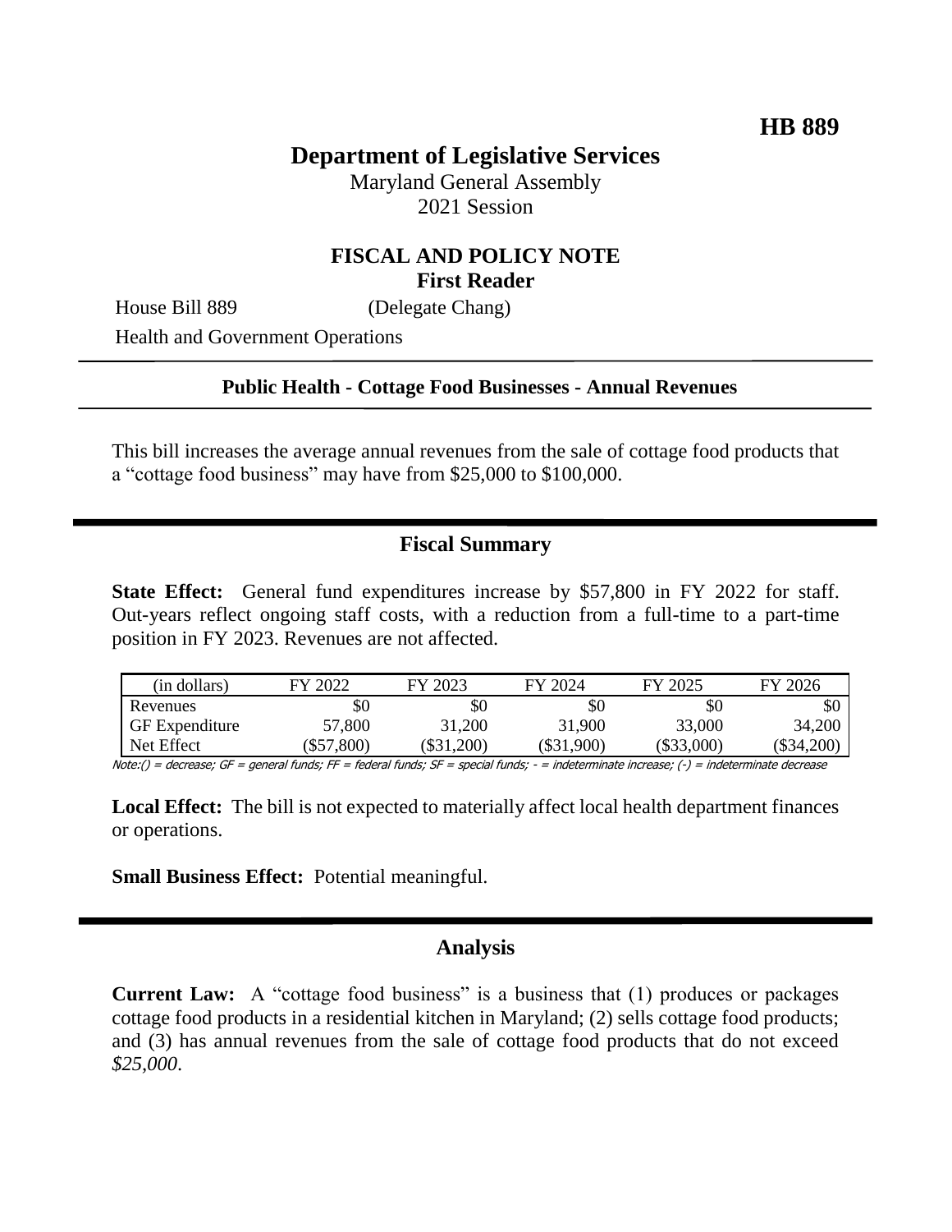**HB 889**

# Department of Legislative Services

Maryland General Assembly
2021 Session

## FISCAL AND POLICY NOTE
**First Reader**

House Bill 889 (Delegate Chang)

Health and Government Operations

**Public Health - Cottage Food Businesses - Annual Revenues**

This bill increases the average annual revenues from the sale of cottage food products that a "cottage food business" may have from $25,000 to $100,000.

## Fiscal Summary

**State Effect:** General fund expenditures increase by $57,800 in FY 2022 for staff. Out-years reflect ongoing staff costs, with a reduction from a full-time to a part-time position in FY 2023. Revenues are not affected.

| (in dollars) | FY 2022 | FY 2023 | FY 2024 | FY 2025 | FY 2026 |
|---|---|---|---|---|---|
| Revenues | $0 | $0 | $0 | $0 | $0 |
| GF Expenditure | 57,800 | 31,200 | 31,900 | 33,000 | 34,200 |
| Net Effect | ($57,800) | ($31,200) | ($31,900) | ($33,000) | ($34,200) |

Note:() = decrease; GF = general funds; FF = federal funds; SF = special funds; - = indeterminate increase; (-) = indeterminate decrease

**Local Effect:** The bill is not expected to materially affect local health department finances or operations.

**Small Business Effect:** Potential meaningful.

## Analysis

**Current Law:** A "cottage food business" is a business that (1) produces or packages cottage food products in a residential kitchen in Maryland; (2) sells cottage food products; and (3) has annual revenues from the sale of cottage food products that do not exceed *$25,000*.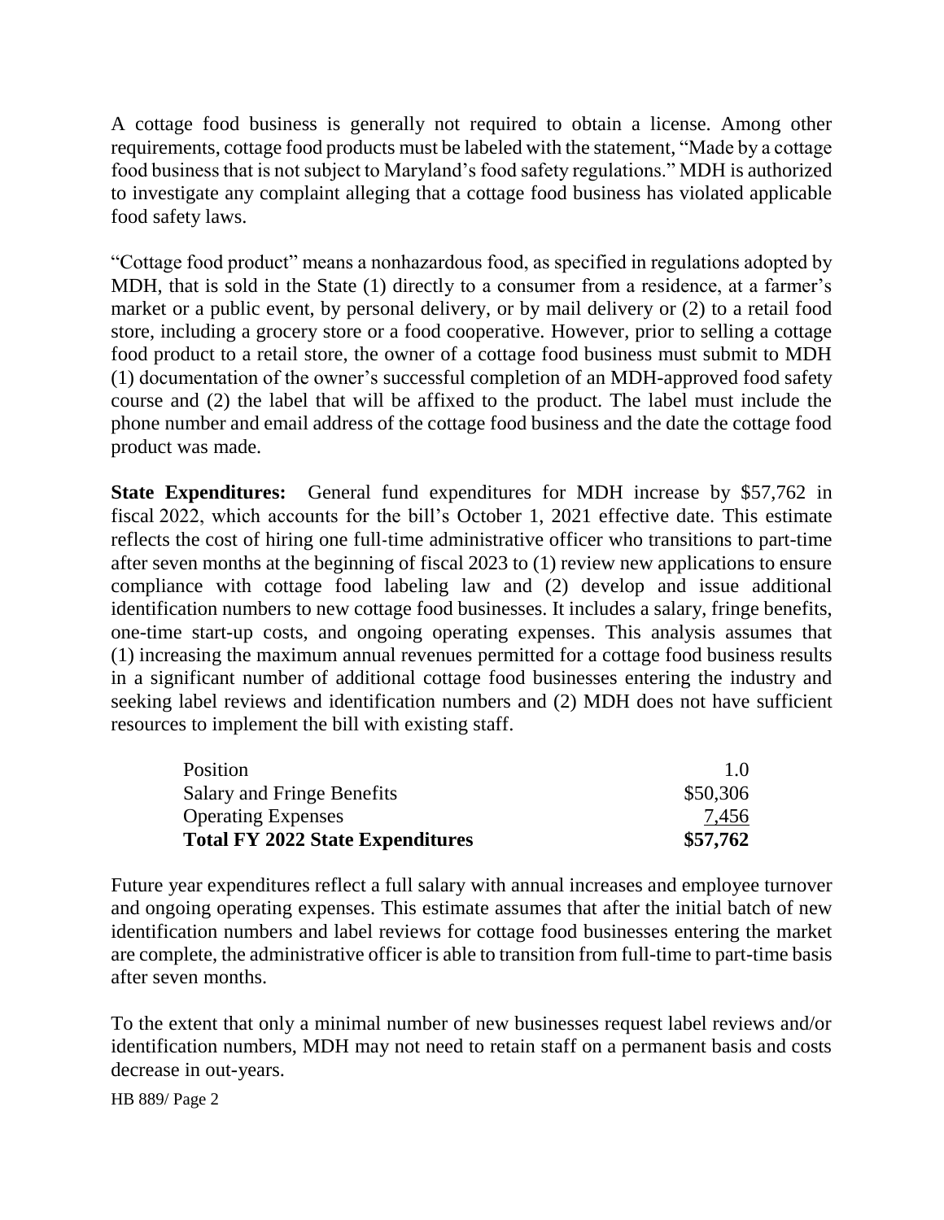A cottage food business is generally not required to obtain a license. Among other requirements, cottage food products must be labeled with the statement, "Made by a cottage food business that is not subject to Maryland's food safety regulations." MDH is authorized to investigate any complaint alleging that a cottage food business has violated applicable food safety laws.

"Cottage food product" means a nonhazardous food, as specified in regulations adopted by MDH, that is sold in the State (1) directly to a consumer from a residence, at a farmer's market or a public event, by personal delivery, or by mail delivery or (2) to a retail food store, including a grocery store or a food cooperative. However, prior to selling a cottage food product to a retail store, the owner of a cottage food business must submit to MDH (1) documentation of the owner's successful completion of an MDH-approved food safety course and (2) the label that will be affixed to the product. The label must include the phone number and email address of the cottage food business and the date the cottage food product was made.

**State Expenditures:** General fund expenditures for MDH increase by $57,762 in fiscal 2022, which accounts for the bill's October 1, 2021 effective date. This estimate reflects the cost of hiring one full-time administrative officer who transitions to part-time after seven months at the beginning of fiscal 2023 to (1) review new applications to ensure compliance with cottage food labeling law and (2) develop and issue additional identification numbers to new cottage food businesses. It includes a salary, fringe benefits, one-time start-up costs, and ongoing operating expenses. This analysis assumes that (1) increasing the maximum annual revenues permitted for a cottage food business results in a significant number of additional cottage food businesses entering the industry and seeking label reviews and identification numbers and (2) MDH does not have sufficient resources to implement the bill with existing staff.

| | |
|---|---:|
| Position | 1.0 |
| Salary and Fringe Benefits | $50,306 |
| Operating Expenses | 7,456 |
| **Total FY 2022 State Expenditures** | **$57,762** |

Future year expenditures reflect a full salary with annual increases and employee turnover and ongoing operating expenses. This estimate assumes that after the initial batch of new identification numbers and label reviews for cottage food businesses entering the market are complete, the administrative officer is able to transition from full-time to part-time basis after seven months.

To the extent that only a minimal number of new businesses request label reviews and/or identification numbers, MDH may not need to retain staff on a permanent basis and costs decrease in out-years.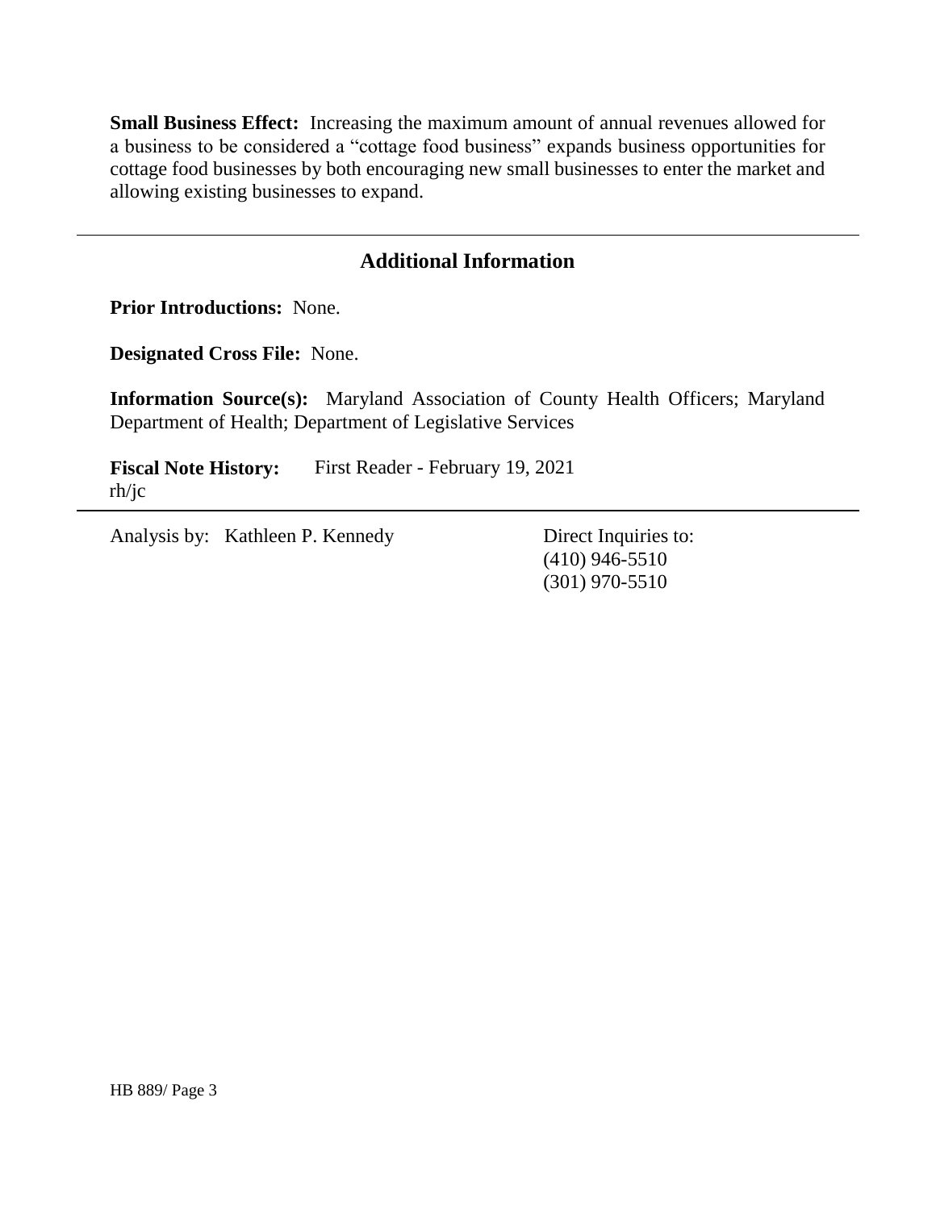**Small Business Effect:** Increasing the maximum amount of annual revenues allowed for a business to be considered a "cottage food business" expands business opportunities for cottage food businesses by both encouraging new small businesses to enter the market and allowing existing businesses to expand.

---

## Additional Information

**Prior Introductions:** None.

**Designated Cross File:** None.

**Information Source(s):** Maryland Association of County Health Officers; Maryland Department of Health; Department of Legislative Services

**Fiscal Note History:** First Reader - February 19, 2021
rh/jc

---

Analysis by: Kathleen P. Kennedy

Direct Inquiries to:
(410) 946-5510
(301) 970-5510